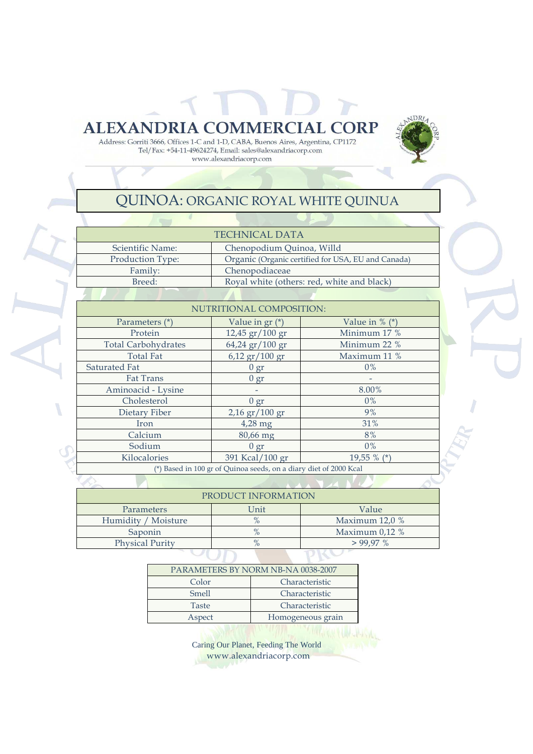# ALEXANDRIA COMMERCIAL CORP

Address: Gorriti 3666, Offices 1-C and 1-D, CABA, Buenos Aires, Argentina, CP1172
Tel/Fax: +54-11-49624274, Email: sales@alexandriacorp.com
www.alexandriacorp.com

## QUINOA: ORGANIC ROYAL WHITE QUINUA

| TECHNICAL DATA | |
|---|---|
| Scientific Name: | Chenopodium Quinoa, Willd |
| Production Type: | Organic (Organic certified for USA, EU and Canada) |
| Family: | Chenopodiaceae |
| Breed: | Royal white (others: red, white and black) |

| NUTRITIONAL COMPOSITION: | | |
|---|---|---|
| Parameters (*) | Value in gr (*) | Value in % (*) |
| Protein | 12,45 gr/100 gr | Minimum 17 % |
| Total Carbohydrates | 64,24 gr/100 gr | Minimum 22 % |
| Total Fat | 6,12 gr/100 gr | Maximum 11 % |
| Saturated Fat | 0 gr | 0% |
| Fat Trans | 0 gr | - |
| Aminoacid - Lysine | - | 8.00% |
| Cholesterol | 0 gr | 0% |
| Dietary Fiber | 2,16 gr/100 gr | 9% |
| Iron | 4,28 mg | 31% |
| Calcium | 80,66 mg | 8% |
| Sodium | 0 gr | 0% |
| Kilocalories | 391 Kcal/100 gr | 19,55 % (*) |

(*) Based in 100 gr of Quinoa seeds, on a diary diet of 2000 Kcal

| PRODUCT INFORMATION | | |
|---|---|---|
| Parameters | Unit | Value |
| Humidity / Moisture | % | Maximum 12,0 % |
| Saponin | % | Maximum 0,12 % |
| Physical Purity | % | > 99,97 % |

| PARAMETERS BY NORM NB-NA 0038-2007 | |
|---|---|
| Color | Characteristic |
| Smell | Characteristic |
| Taste | Characteristic |
| Aspect | Homogeneous grain |

Caring Our Planet, Feeding The World
www.alexandriacorp.com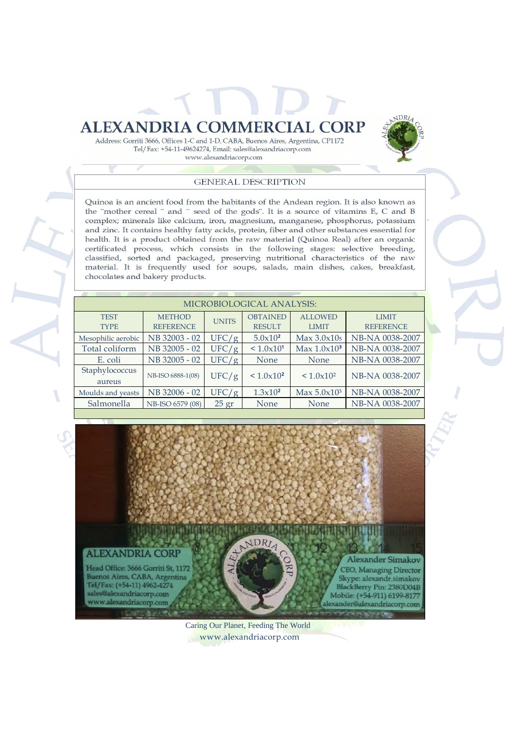# ALEXANDRIA COMMERCIAL CORP

Address: Gorriti 3666, Offices 1-C and 1-D, CABA, Buenos Aires, Argentina, CP1172
Tel/Fax: +54-11-49624274, Email: sales@alexandriacorp.com
www.alexandriacorp.com

## GENERAL DESCRIPTION

Quinoa is an ancient food from the habitants of the Andean region. It is also known as the ¨mother cereal ¨ and ¨ seed of the gods¨. It is a source of vitamins E, C and B complex; minerals like calcium, iron, magnesium, manganese, phosphorus, potassium and zinc. It contains healthy fatty acids, protein, fiber and other substances essential for health. It is a product obtained from the raw material (Quinoa Real) after an organic certificated process, which consists in the following stages: selective breeding, classified, sorted and packaged, preserving nutritional characteristics of the raw material. It is frequently used for soups, salads, main dishes, cakes, breakfast, chocolates and bakery products.

## MICROBIOLOGICAL ANALYSIS:

| TEST TYPE | METHOD REFERENCE | UNITS | OBTAINED RESULT | ALLOWED LIMIT | LIMIT REFERENCE |
|---|---|---|---|---|---|
| Mesophilic aerobic | NB 32003 - 02 | UFC/g | $5.0 \times 10^2$ | Max $3.0 \times 10_5$ | NB-NA 0038-2007 |
| Total coliform | NB 32005 - 02 | UFC/g | $< 1.0 \times 10^1$ | Max $1.0 \times 10^3$ | NB-NA 0038-2007 |
| E. coli | NB 32005 - 02 | UFC/g | None | None | NB-NA 0038-2007 |
| Staphylococcus aureus | NB-ISO 6888-1(08) | UFC/g | $< 1.0 \times 10^2$ | $< 1.0 \times 10^2$ | NB-NA 0038-2007 |
| Moulds and yeasts | NB 32006 - 02 | UFC/g | $1.3 \times 10^2$ | Max $5.0 \times 10^3$ | NB-NA 0038-2007 |
| Salmonella | NB-ISO 6579 (08) | 25 gr | None | None | NB-NA 0038-2007 |

ALEXANDRIA CORP

Head Office: 3666 Gorriti St, 1172
Buenos Aires, CABA, Argentina
Tel/Fax: (+54-11) 4962-4274
sales@alexandriacorp.com
www.alexandriacorp.com

Alexander Simakov
CEO, Managing Director
Skype: alexandr.simakov
BlackBerry Pin: 2380D04B
Mobile: (+54-911) 6199-8177
alexander@alexandriacorp.com

Caring Our Planet, Feeding The World
www.alexandriacorp.com